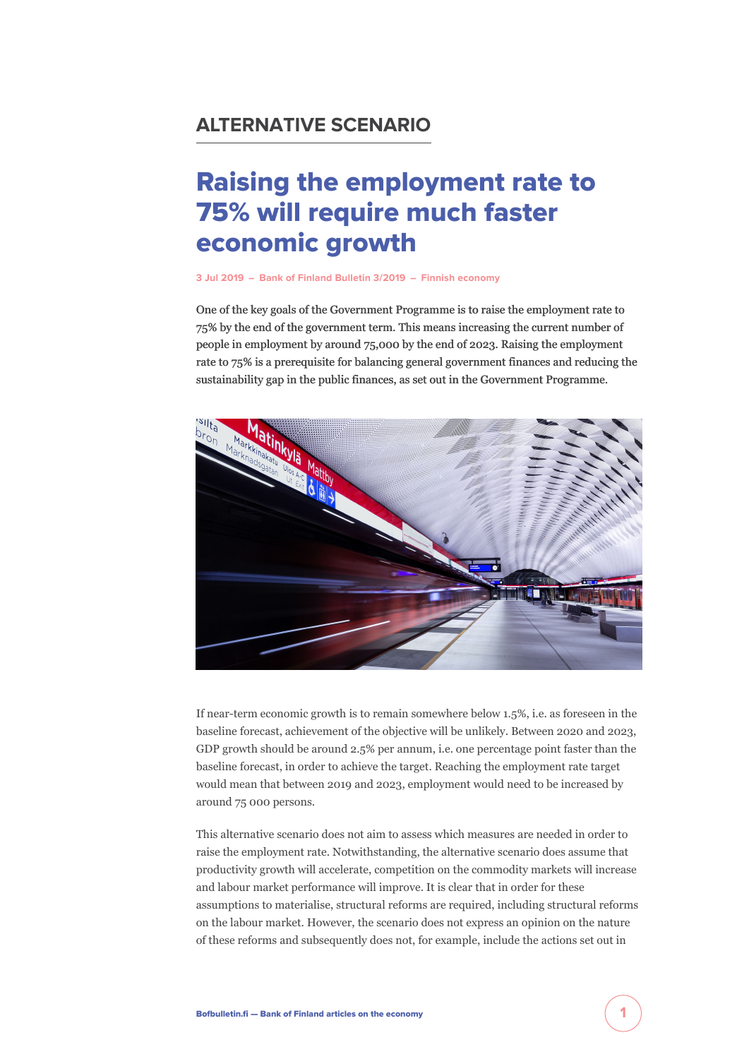## ALTERNATIVE SCENARIO

# Raising the employment rate to 75% will require much faster economic growth

3 Jul 2019 – Bank of Finland Bulletin 3/2019 – Finnish economy

One of the key goals of the Government Programme is to raise the employment rate to 75% by the end of the government term. This means increasing the current number of people in employment by around 75,000 by the end of 2023. Raising the employment rate to 75% is a prerequisite for balancing general government finances and reducing the sustainability gap in the public finances, as set out in the Government Programme.

If near-term economic growth is to remain somewhere below 1.5%, i.e. as foreseen in the baseline forecast, achievement of the objective will be unlikely. Between 2020 and 2023, GDP growth should be around 2.5% per annum, i.e. one percentage point faster than the baseline forecast, in order to achieve the target. Reaching the employment rate target would mean that between 2019 and 2023, employment would need to be increased by around 75 000 persons.

This alternative scenario does not aim to assess which measures are needed in order to raise the employment rate. Notwithstanding, the alternative scenario does assume that productivity growth will accelerate, competition on the commodity markets will increase and labour market performance will improve. It is clear that in order for these assumptions to materialise, structural reforms are required, including structural reforms on the labour market. However, the scenario does not express an opinion on the nature of these reforms and subsequently does not, for example, include the actions set out in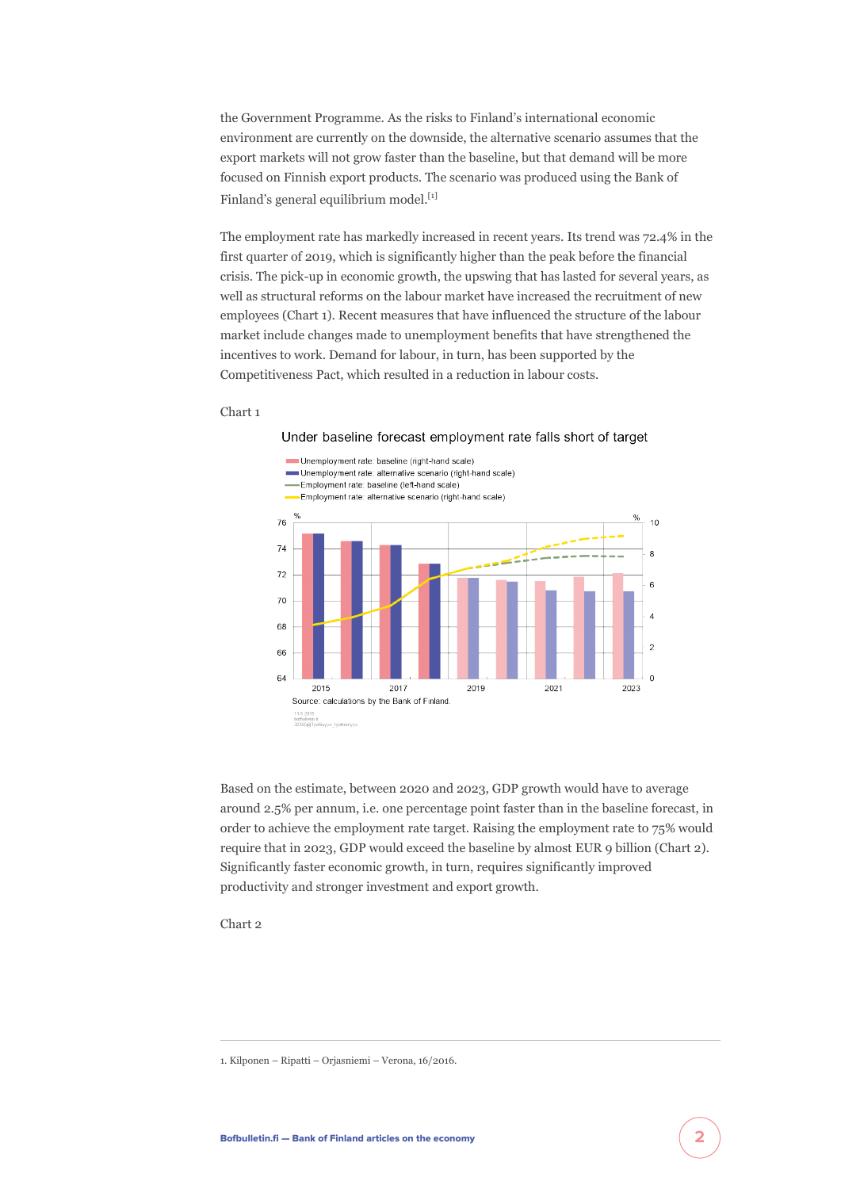the Government Programme. As the risks to Finland's international economic environment are currently on the downside, the alternative scenario assumes that the export markets will not grow faster than the baseline, but that demand will be more focused on Finnish export products. The scenario was produced using the Bank of Finland's general equilibrium model.[1]

The employment rate has markedly increased in recent years. Its trend was 72.4% in the first quarter of 2019, which is significantly higher than the peak before the financial crisis. The pick-up in economic growth, the upswing that has lasted for several years, as well as structural reforms on the labour market have increased the recruitment of new employees (Chart 1). Recent measures that have influenced the structure of the labour market include changes made to unemployment benefits that have strengthened the incentives to work. Demand for labour, in turn, has been supported by the Competitiveness Pact, which resulted in a reduction in labour costs.

Chart 1

Under baseline forecast employment rate falls short of target

- Unemployment rate: baseline (right-hand scale)
- Unemployment rate: alternative scenario (right-hand scale)
- Employment rate: baseline (left-hand scale)
- Employment rate: alternative scenario (right-hand scale)

Source: calculations by the Bank of Finland.

Based on the estimate, between 2020 and 2023, GDP growth would have to average around 2.5% per annum, i.e. one percentage point faster than in the baseline forecast, in order to achieve the employment rate target. Raising the employment rate to 75% would require that in 2023, GDP would exceed the baseline by almost EUR 9 billion (Chart 2). Significantly faster economic growth, in turn, requires significantly improved productivity and stronger investment and export growth.

Chart 2

1. Kilponen – Ripatti – Orjasniemi – Verona, 16/2016.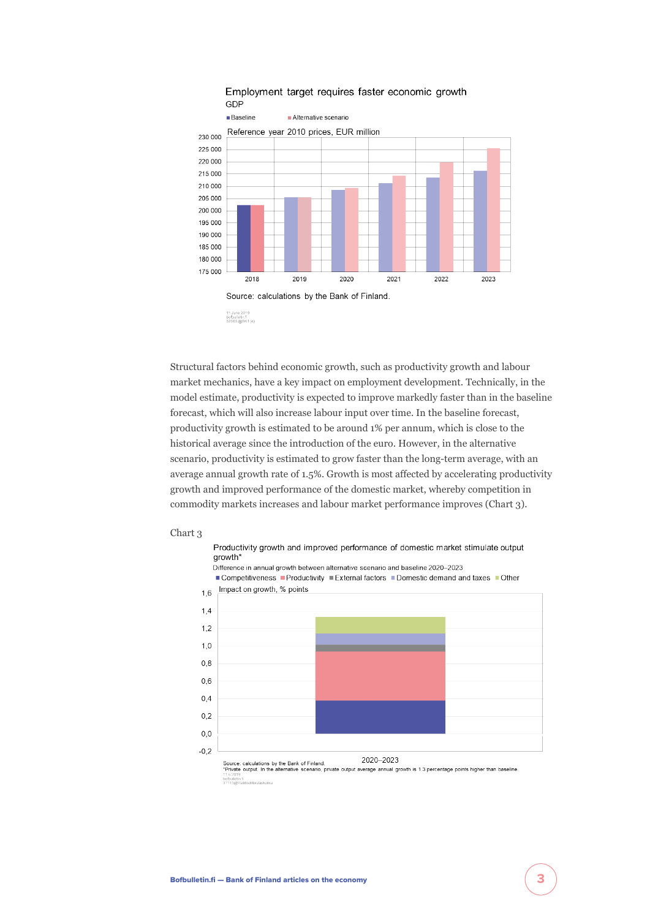Employment target requires faster economic growth

GDP

Source: calculations by the Bank of Finland.

Structural factors behind economic growth, such as productivity growth and labour market mechanics, have a key impact on employment development. Technically, in the model estimate, productivity is expected to improve markedly faster than in the baseline forecast, which will also increase labour input over time. In the baseline forecast, productivity growth is estimated to be around 1% per annum, which is close to the historical average since the introduction of the euro. However, in the alternative scenario, productivity is estimated to grow faster than the long-term average, with an average annual growth rate of 1.5%. Growth is most affected by accelerating productivity growth and improved performance of the domestic market, whereby competition in commodity markets increases and labour market performance improves (Chart 3).

Chart 3

Productivity growth and improved performance of domestic market stimulate output growth*

Difference in annual growth between alternative scenario and baseline 2020–2023

Source: calculations by the Bank of Finland.

*Private output. In the alternative scenario, private output average annual growth is 1.3 percentage points higher than baseline.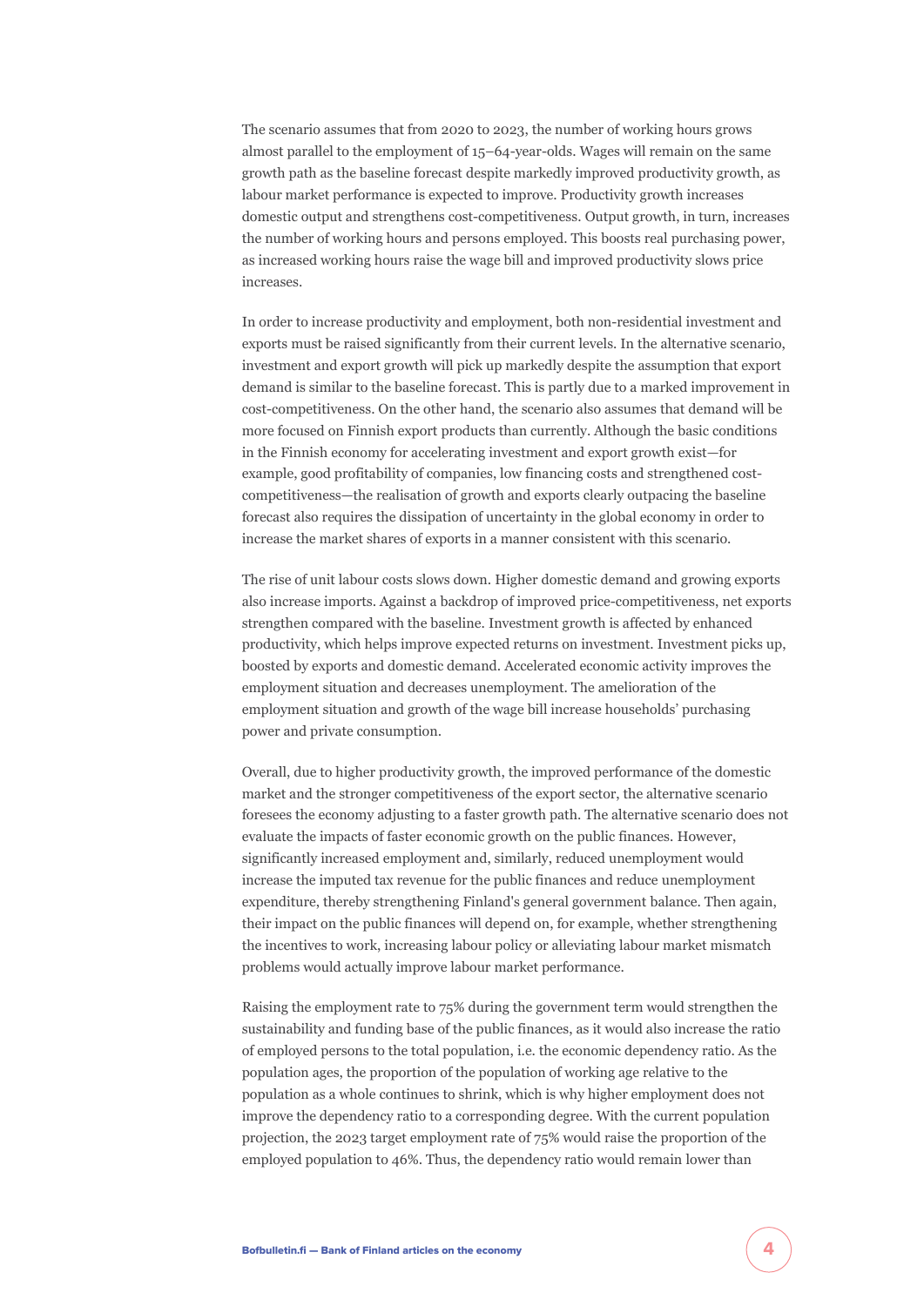The scenario assumes that from 2020 to 2023, the number of working hours grows almost parallel to the employment of 15–64-year-olds. Wages will remain on the same growth path as the baseline forecast despite markedly improved productivity growth, as labour market performance is expected to improve. Productivity growth increases domestic output and strengthens cost-competitiveness. Output growth, in turn, increases the number of working hours and persons employed. This boosts real purchasing power, as increased working hours raise the wage bill and improved productivity slows price increases.

In order to increase productivity and employment, both non-residential investment and exports must be raised significantly from their current levels. In the alternative scenario, investment and export growth will pick up markedly despite the assumption that export demand is similar to the baseline forecast. This is partly due to a marked improvement in cost-competitiveness. On the other hand, the scenario also assumes that demand will be more focused on Finnish export products than currently. Although the basic conditions in the Finnish economy for accelerating investment and export growth exist—for example, good profitability of companies, low financing costs and strengthened cost-competitiveness—the realisation of growth and exports clearly outpacing the baseline forecast also requires the dissipation of uncertainty in the global economy in order to increase the market shares of exports in a manner consistent with this scenario.

The rise of unit labour costs slows down. Higher domestic demand and growing exports also increase imports. Against a backdrop of improved price-competitiveness, net exports strengthen compared with the baseline. Investment growth is affected by enhanced productivity, which helps improve expected returns on investment. Investment picks up, boosted by exports and domestic demand. Accelerated economic activity improves the employment situation and decreases unemployment. The amelioration of the employment situation and growth of the wage bill increase households' purchasing power and private consumption.

Overall, due to higher productivity growth, the improved performance of the domestic market and the stronger competitiveness of the export sector, the alternative scenario foresees the economy adjusting to a faster growth path. The alternative scenario does not evaluate the impacts of faster economic growth on the public finances. However, significantly increased employment and, similarly, reduced unemployment would increase the imputed tax revenue for the public finances and reduce unemployment expenditure, thereby strengthening Finland's general government balance. Then again, their impact on the public finances will depend on, for example, whether strengthening the incentives to work, increasing labour policy or alleviating labour market mismatch problems would actually improve labour market performance.

Raising the employment rate to 75% during the government term would strengthen the sustainability and funding base of the public finances, as it would also increase the ratio of employed persons to the total population, i.e. the economic dependency ratio. As the population ages, the proportion of the population of working age relative to the population as a whole continues to shrink, which is why higher employment does not improve the dependency ratio to a corresponding degree. With the current population projection, the 2023 target employment rate of 75% would raise the proportion of the employed population to 46%. Thus, the dependency ratio would remain lower than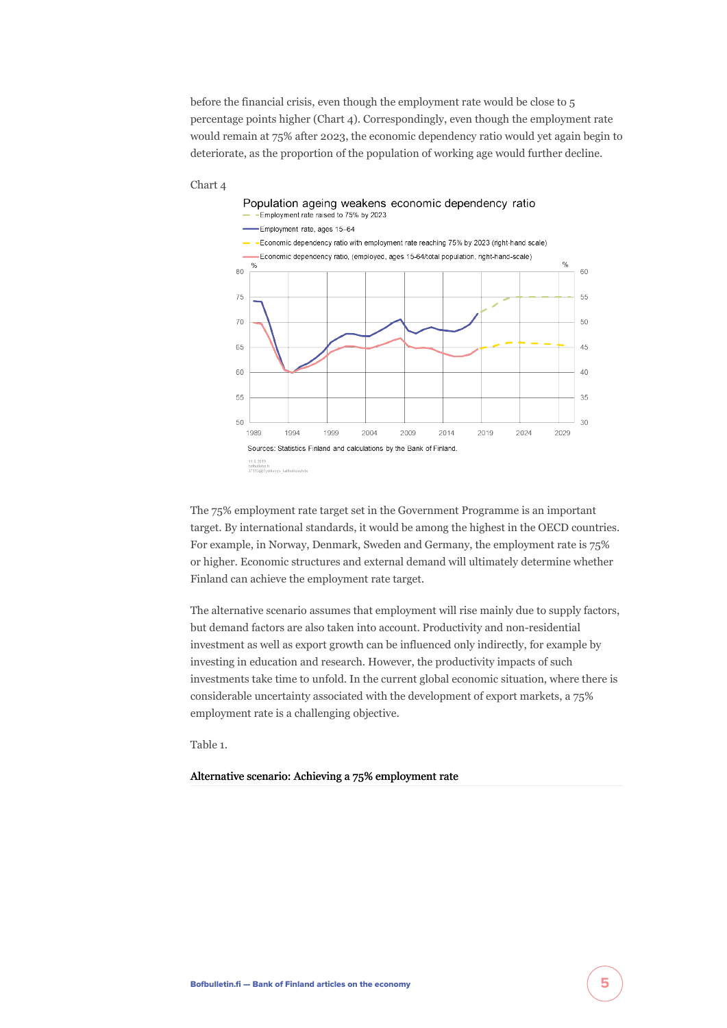before the financial crisis, even though the employment rate would be close to 5 percentage points higher (Chart 4). Correspondingly, even though the employment rate would remain at 75% after 2023, the economic dependency ratio would yet again begin to deteriorate, as the proportion of the population of working age would further decline.

Chart 4

Population ageing weakens economic dependency ratio

- Employment rate raised to 75% by 2023
- Employment rate, ages 15–64
- Economic dependency ratio with employment rate reaching 75% by 2023 (right-hand scale)
- Economic dependency ratio, (employed, ages 15-64/total population, right-hand-scale)

Sources: Statistics Finland and calculations by the Bank of Finland.

The 75% employment rate target set in the Government Programme is an important target. By international standards, it would be among the highest in the OECD countries. For example, in Norway, Denmark, Sweden and Germany, the employment rate is 75% or higher. Economic structures and external demand will ultimately determine whether Finland can achieve the employment rate target.

The alternative scenario assumes that employment will rise mainly due to supply factors, but demand factors are also taken into account. Productivity and non-residential investment as well as export growth can be influenced only indirectly, for example by investing in education and research. However, the productivity impacts of such investments take time to unfold. In the current global economic situation, where there is considerable uncertainty associated with the development of export markets, a 75% employment rate is a challenging objective.

Table 1.

**Alternative scenario: Achieving a 75% employment rate**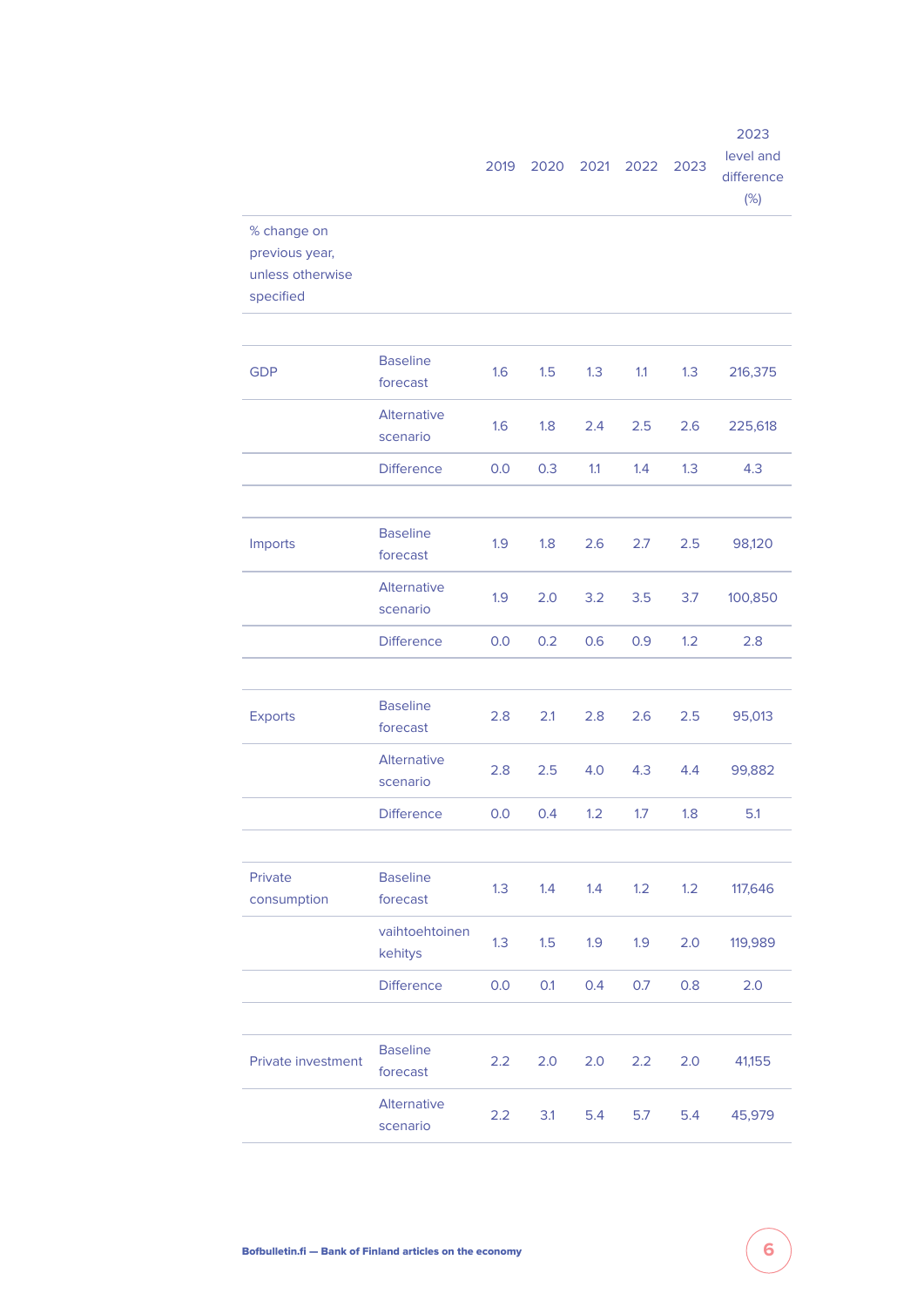| | | 2019 | 2020 | 2021 | 2022 | 2023 | 2023 level and difference (%) |
|---|---|---|---|---|---|---|---|
| % change on previous year, unless otherwise specified | | | | | | | |
| | | | | | | | |
| GDP | Baseline forecast | 1.6 | 1.5 | 1.3 | 1.1 | 1.3 | 216,375 |
| | Alternative scenario | 1.6 | 1.8 | 2.4 | 2.5 | 2.6 | 225,618 |
| | Difference | 0.0 | 0.3 | 1.1 | 1.4 | 1.3 | 4.3 |
| | | | | | | | |
| Imports | Baseline forecast | 1.9 | 1.8 | 2.6 | 2.7 | 2.5 | 98,120 |
| | Alternative scenario | 1.9 | 2.0 | 3.2 | 3.5 | 3.7 | 100,850 |
| | Difference | 0.0 | 0.2 | 0.6 | 0.9 | 1.2 | 2.8 |
| | | | | | | | |
| Exports | Baseline forecast | 2.8 | 2.1 | 2.8 | 2.6 | 2.5 | 95,013 |
| | Alternative scenario | 2.8 | 2.5 | 4.0 | 4.3 | 4.4 | 99,882 |
| | Difference | 0.0 | 0.4 | 1.2 | 1.7 | 1.8 | 5.1 |
| | | | | | | | |
| Private consumption | Baseline forecast | 1.3 | 1.4 | 1.4 | 1.2 | 1.2 | 117,646 |
| | vaihtoehtoinen kehitys | 1.3 | 1.5 | 1.9 | 1.9 | 2.0 | 119,989 |
| | Difference | 0.0 | 0.1 | 0.4 | 0.7 | 0.8 | 2.0 |
| | | | | | | | |
| Private investment | Baseline forecast | 2.2 | 2.0 | 2.0 | 2.2 | 2.0 | 41,155 |
| | Alternative scenario | 2.2 | 3.1 | 5.4 | 5.7 | 5.4 | 45,979 |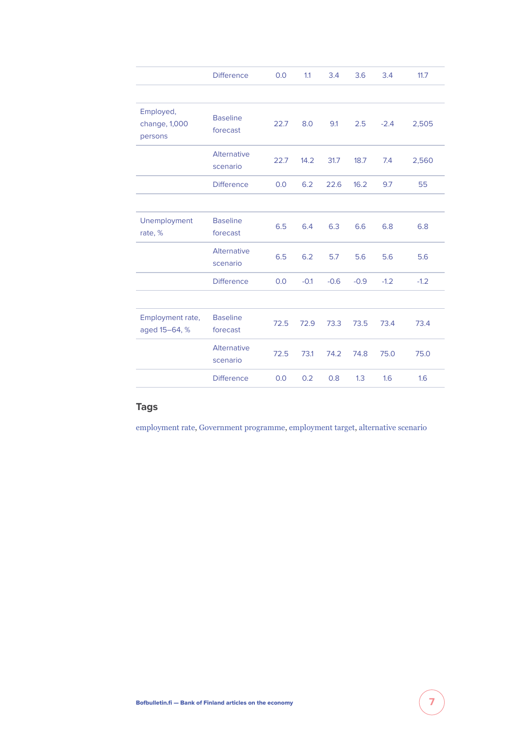| | | | | | | | |
|---|---|---|---|---|---|---|---|
| | Difference | 0.0 | 1.1 | 3.4 | 3.6 | 3.4 | 11.7 |
| | | | | | | | |
| Employed, change, 1,000 persons | Baseline forecast | 22.7 | 8.0 | 9.1 | 2.5 | -2.4 | 2,505 |
| | Alternative scenario | 22.7 | 14.2 | 31.7 | 18.7 | 7.4 | 2,560 |
| | Difference | 0.0 | 6.2 | 22.6 | 16.2 | 9.7 | 55 |
| | | | | | | | |
| Unemployment rate, % | Baseline forecast | 6.5 | 6.4 | 6.3 | 6.6 | 6.8 | 6.8 |
| | Alternative scenario | 6.5 | 6.2 | 5.7 | 5.6 | 5.6 | 5.6 |
| | Difference | 0.0 | -0.1 | -0.6 | -0.9 | -1.2 | -1.2 |
| | | | | | | | |
| Employment rate, aged 15–64, % | Baseline forecast | 72.5 | 72.9 | 73.3 | 73.5 | 73.4 | 73.4 |
| | Alternative scenario | 72.5 | 73.1 | 74.2 | 74.8 | 75.0 | 75.0 |
| | Difference | 0.0 | 0.2 | 0.8 | 1.3 | 1.6 | 1.6 |

## Tags

employment rate, Government programme, employment target, alternative scenario